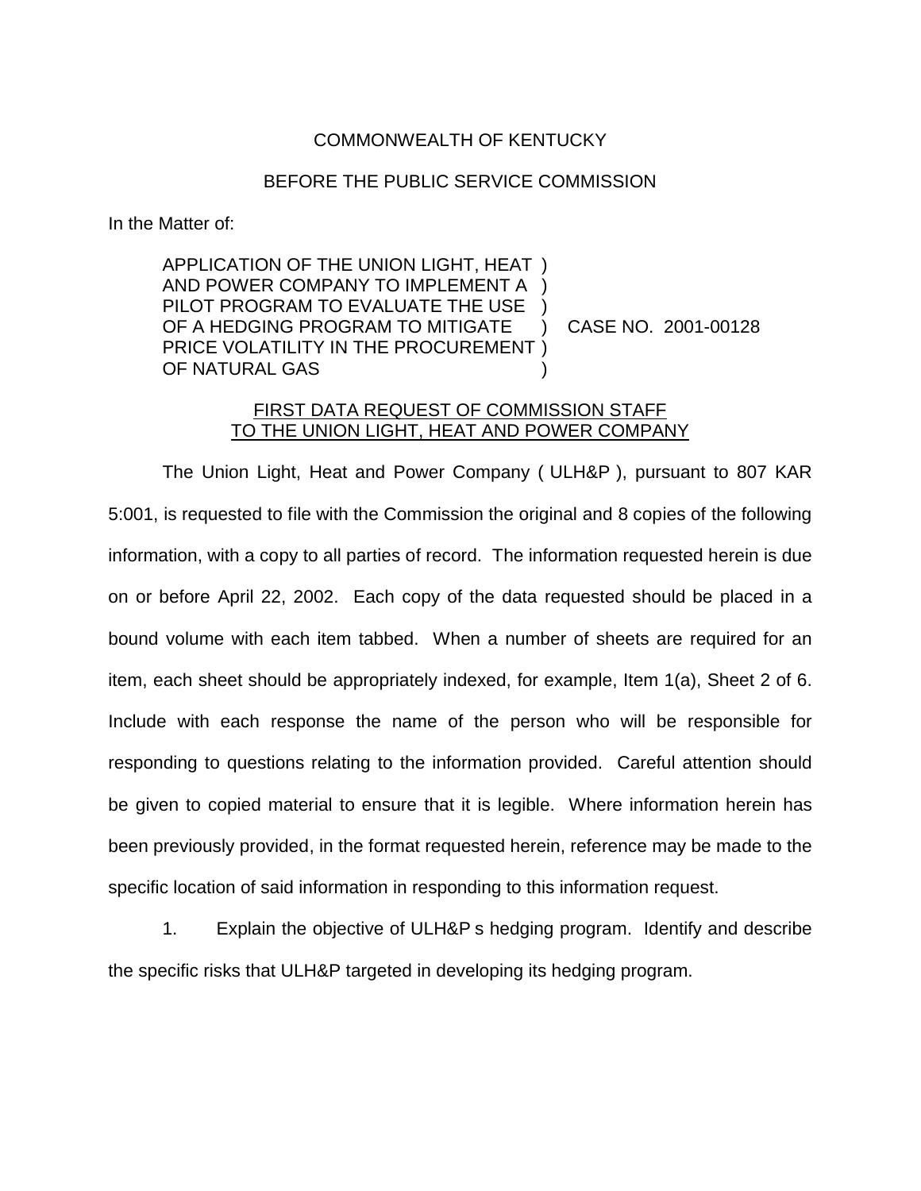COMMONWEALTH OF KENTUCKY

BEFORE THE PUBLIC SERVICE COMMISSION

In the Matter of:

APPLICATION OF THE UNION LIGHT, HEAT AND POWER COMPANY TO IMPLEMENT A PILOT PROGRAM TO EVALUATE THE USE OF A HEDGING PROGRAM TO MITIGATE PRICE VOLATILITY IN THE PROCUREMENT OF NATURAL GAS ) CASE NO. 2001-00128

FIRST DATA REQUEST OF COMMISSION STAFF TO THE UNION LIGHT, HEAT AND POWER COMPANY

The Union Light, Heat and Power Company ( ULH&P ), pursuant to 807 KAR 5:001, is requested to file with the Commission the original and 8 copies of the following information, with a copy to all parties of record. The information requested herein is due on or before April 22, 2002. Each copy of the data requested should be placed in a bound volume with each item tabbed. When a number of sheets are required for an item, each sheet should be appropriately indexed, for example, Item 1(a), Sheet 2 of 6. Include with each response the name of the person who will be responsible for responding to questions relating to the information provided. Careful attention should be given to copied material to ensure that it is legible. Where information herein has been previously provided, in the format requested herein, reference may be made to the specific location of said information in responding to this information request.

1. Explain the objective of ULH&P s hedging program. Identify and describe the specific risks that ULH&P targeted in developing its hedging program.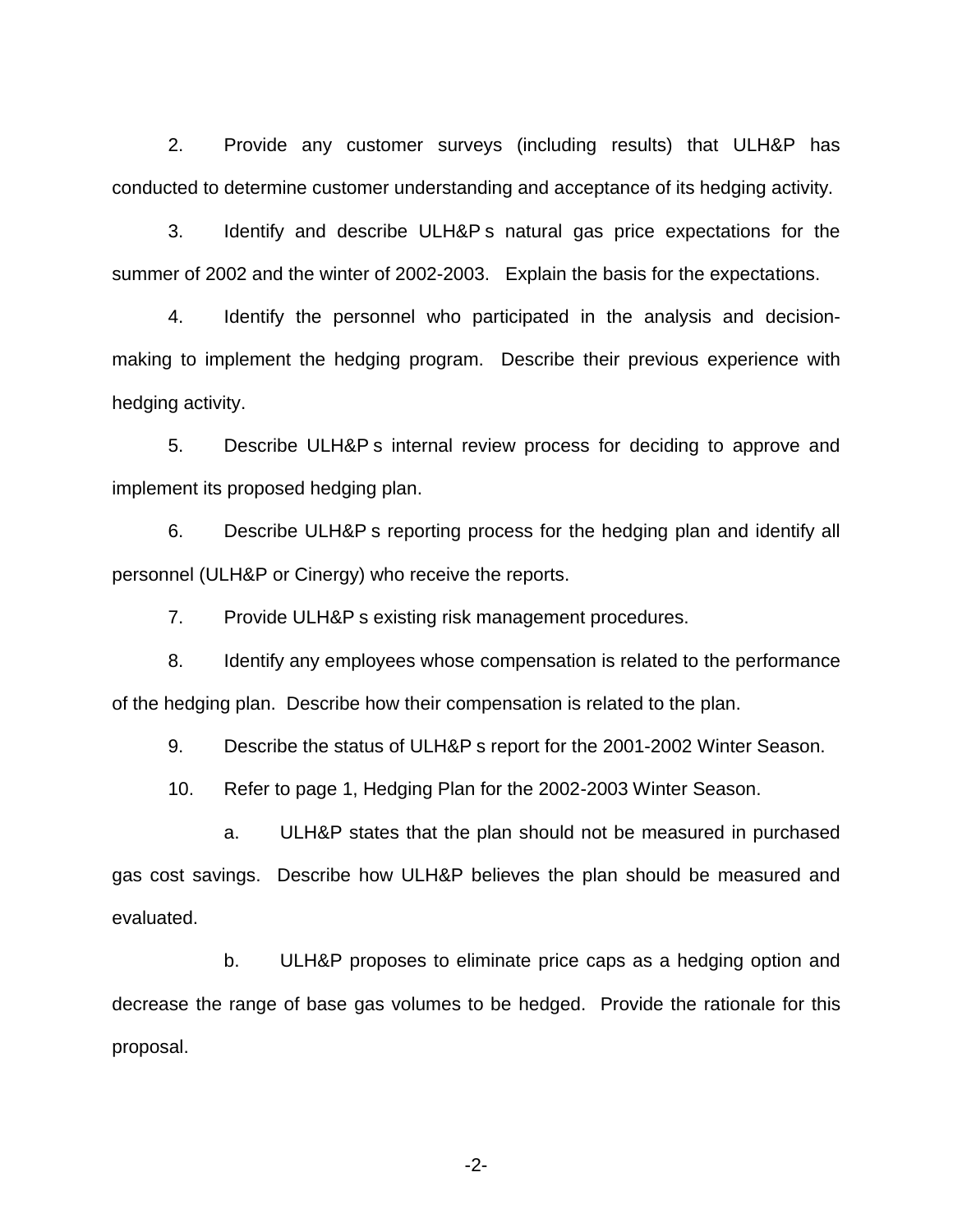2. Provide any customer surveys (including results) that ULH&P has conducted to determine customer understanding and acceptance of its hedging activity.

3. Identify and describe ULH&P s natural gas price expectations for the summer of 2002 and the winter of 2002-2003. Explain the basis for the expectations.

4. Identify the personnel who participated in the analysis and decision-making to implement the hedging program. Describe their previous experience with hedging activity.

5. Describe ULH&P s internal review process for deciding to approve and implement its proposed hedging plan.

6. Describe ULH&P s reporting process for the hedging plan and identify all personnel (ULH&P or Cinergy) who receive the reports.

7. Provide ULH&P s existing risk management procedures.

8. Identify any employees whose compensation is related to the performance of the hedging plan. Describe how their compensation is related to the plan.

9. Describe the status of ULH&P s report for the 2001-2002 Winter Season.

10. Refer to page 1, Hedging Plan for the 2002-2003 Winter Season.

  a. ULH&P states that the plan should not be measured in purchased gas cost savings. Describe how ULH&P believes the plan should be measured and evaluated.

  b. ULH&P proposes to eliminate price caps as a hedging option and decrease the range of base gas volumes to be hedged. Provide the rationale for this proposal.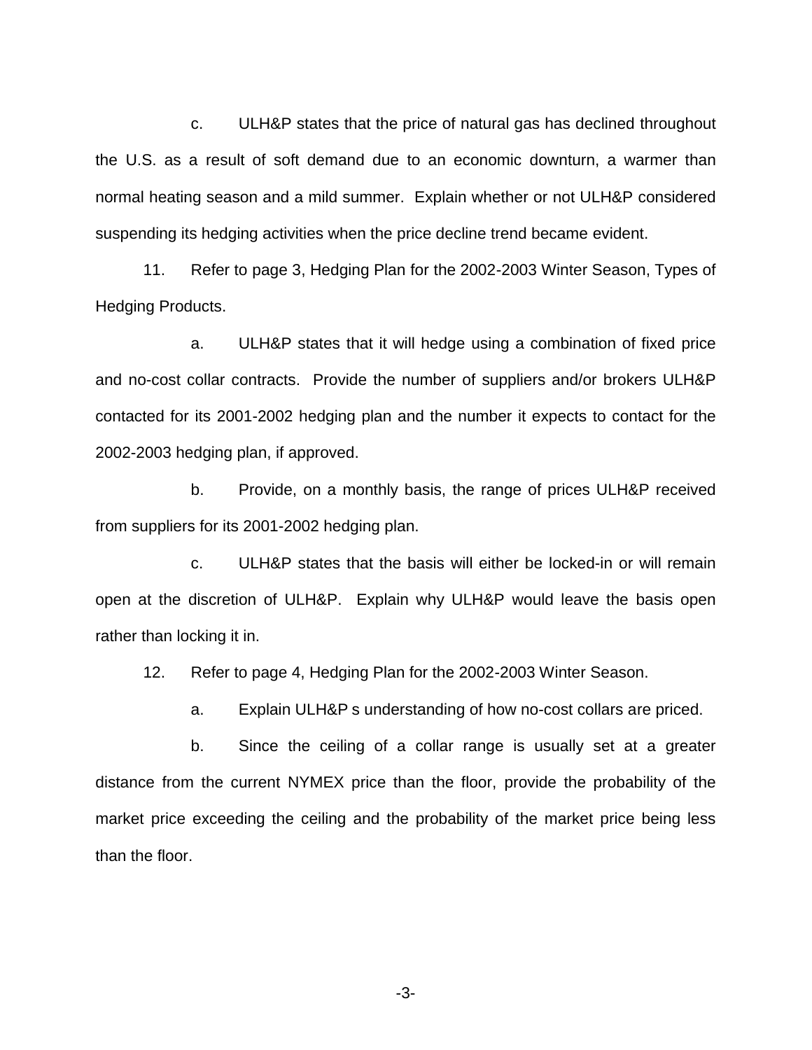c. ULH&P states that the price of natural gas has declined throughout the U.S. as a result of soft demand due to an economic downturn, a warmer than normal heating season and a mild summer. Explain whether or not ULH&P considered suspending its hedging activities when the price decline trend became evident.

11. Refer to page 3, Hedging Plan for the 2002-2003 Winter Season, Types of Hedging Products.

a. ULH&P states that it will hedge using a combination of fixed price and no-cost collar contracts. Provide the number of suppliers and/or brokers ULH&P contacted for its 2001-2002 hedging plan and the number it expects to contact for the 2002-2003 hedging plan, if approved.

b. Provide, on a monthly basis, the range of prices ULH&P received from suppliers for its 2001-2002 hedging plan.

c. ULH&P states that the basis will either be locked-in or will remain open at the discretion of ULH&P. Explain why ULH&P would leave the basis open rather than locking it in.

12. Refer to page 4, Hedging Plan for the 2002-2003 Winter Season.

a. Explain ULH&P s understanding of how no-cost collars are priced.

b. Since the ceiling of a collar range is usually set at a greater distance from the current NYMEX price than the floor, provide the probability of the market price exceeding the ceiling and the probability of the market price being less than the floor.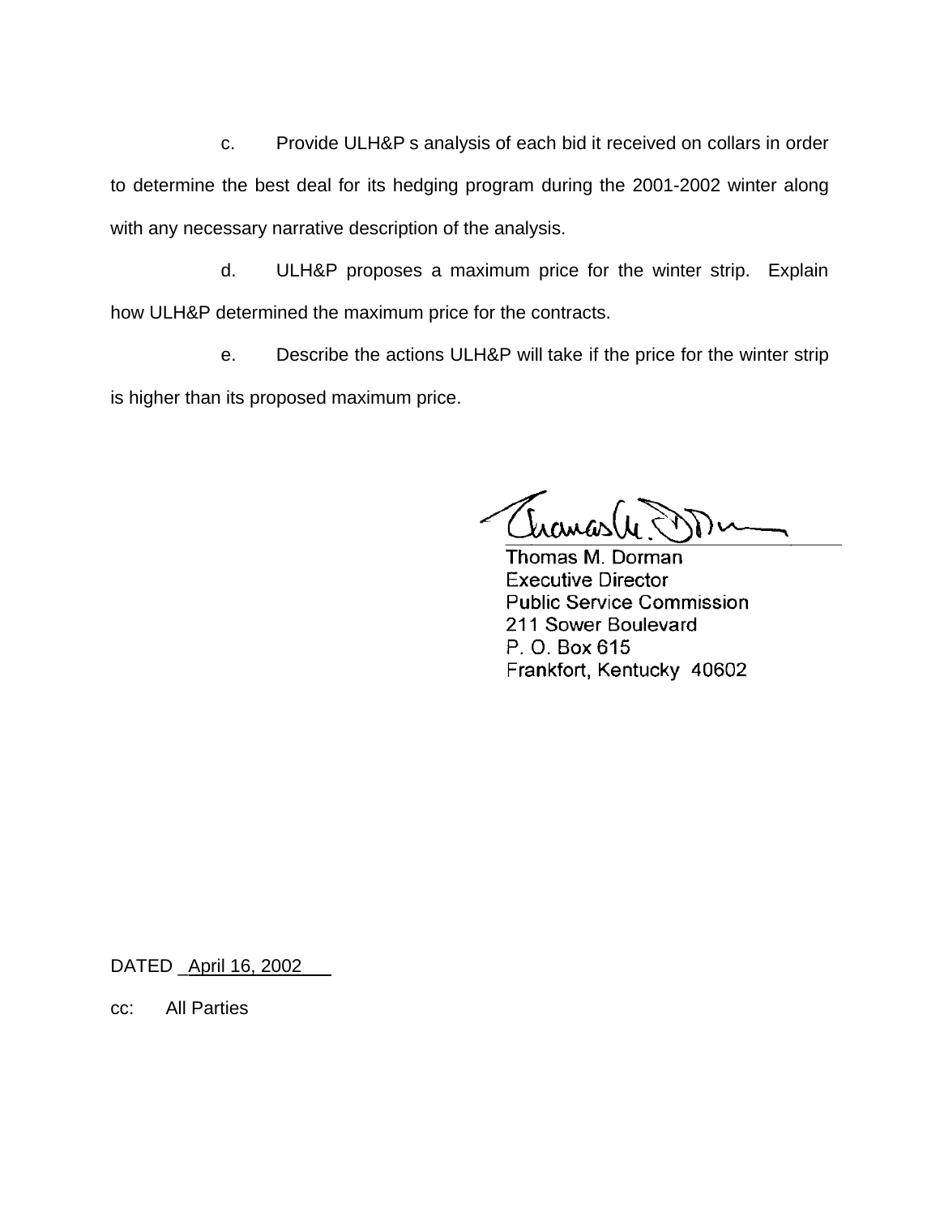c. Provide ULH&P s analysis of each bid it received on collars in order to determine the best deal for its hedging program during the 2001-2002 winter along with any necessary narrative description of the analysis.

d. ULH&P proposes a maximum price for the winter strip. Explain how ULH&P determined the maximum price for the contracts.

e. Describe the actions ULH&P will take if the price for the winter strip is higher than its proposed maximum price.

Thomas M. Dorman
Executive Director
Public Service Commission
211 Sower Boulevard
P. O. Box 615
Frankfort, Kentucky 40602

DATED April 16, 2002

cc: All Parties